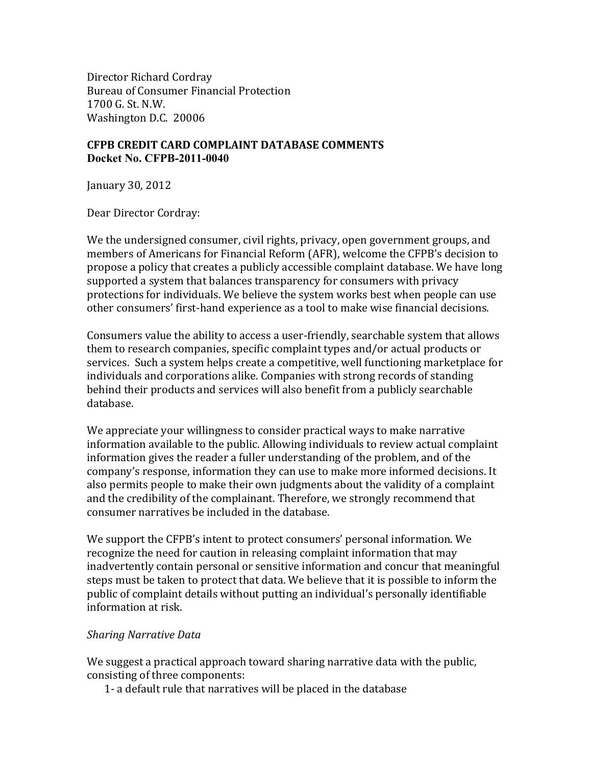Director Richard Cordray
Bureau of Consumer Financial Protection
1700 G. St. N.W.
Washington D.C. 20006

**CFPB CREDIT CARD COMPLAINT DATABASE COMMENTS**
**Docket No. CFPB-2011-0040**

January 30, 2012

Dear Director Cordray:

We the undersigned consumer, civil rights, privacy, open government groups, and members of Americans for Financial Reform (AFR), welcome the CFPB's decision to propose a policy that creates a publicly accessible complaint database. We have long supported a system that balances transparency for consumers with privacy protections for individuals. We believe the system works best when people can use other consumers' first-hand experience as a tool to make wise financial decisions.

Consumers value the ability to access a user-friendly, searchable system that allows them to research companies, specific complaint types and/or actual products or services. Such a system helps create a competitive, well functioning marketplace for individuals and corporations alike. Companies with strong records of standing behind their products and services will also benefit from a publicly searchable database.

We appreciate your willingness to consider practical ways to make narrative information available to the public. Allowing individuals to review actual complaint information gives the reader a fuller understanding of the problem, and of the company's response, information they can use to make more informed decisions. It also permits people to make their own judgments about the validity of a complaint and the credibility of the complainant. Therefore, we strongly recommend that consumer narratives be included in the database.

We support the CFPB's intent to protect consumers' personal information. We recognize the need for caution in releasing complaint information that may inadvertently contain personal or sensitive information and concur that meaningful steps must be taken to protect that data. We believe that it is possible to inform the public of complaint details without putting an individual's personally identifiable information at risk.

*Sharing Narrative Data*

We suggest a practical approach toward sharing narrative data with the public, consisting of three components:

1- a default rule that narratives will be placed in the database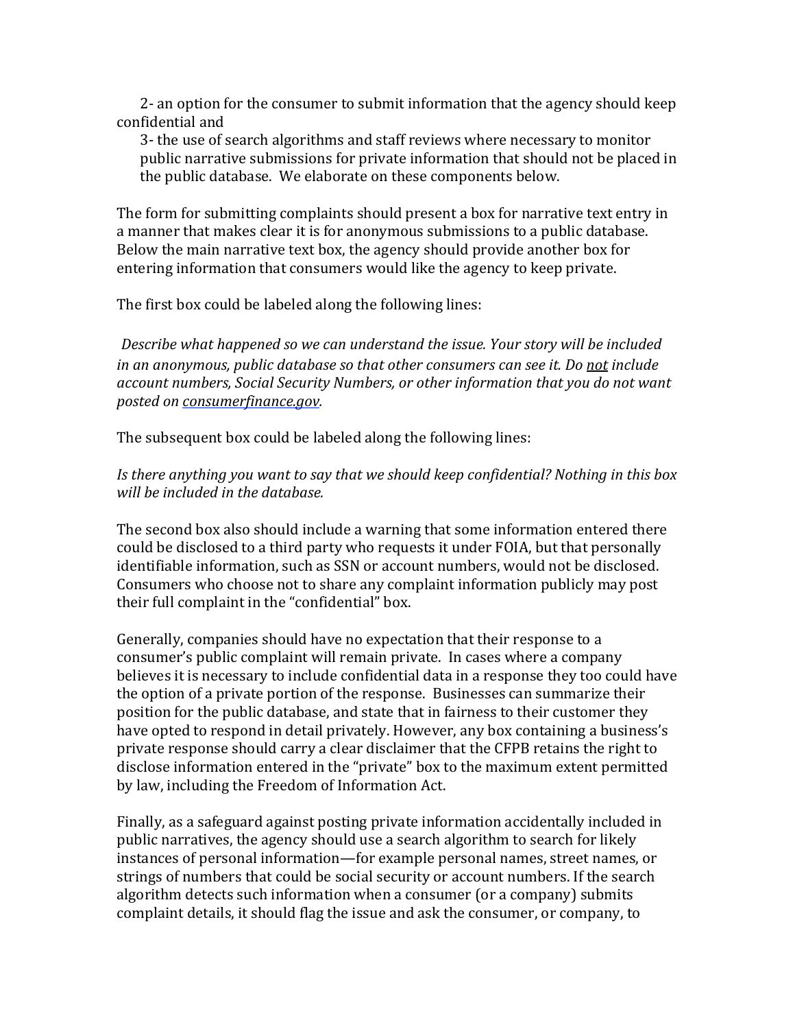2- an option for the consumer to submit information that the agency should keep confidential and

3- the use of search algorithms and staff reviews where necessary to monitor public narrative submissions for private information that should not be placed in the public database. We elaborate on these components below.

The form for submitting complaints should present a box for narrative text entry in a manner that makes clear it is for anonymous submissions to a public database. Below the main narrative text box, the agency should provide another box for entering information that consumers would like the agency to keep private.

The first box could be labeled along the following lines:

*Describe what happened so we can understand the issue. Your story will be included in an anonymous, public database so that other consumers can see it. Do not include account numbers, Social Security Numbers, or other information that you do not want posted on consumerfinance.gov.*

The subsequent box could be labeled along the following lines:

*Is there anything you want to say that we should keep confidential? Nothing in this box will be included in the database.*

The second box also should include a warning that some information entered there could be disclosed to a third party who requests it under FOIA, but that personally identifiable information, such as SSN or account numbers, would not be disclosed. Consumers who choose not to share any complaint information publicly may post their full complaint in the "confidential" box.

Generally, companies should have no expectation that their response to a consumer's public complaint will remain private. In cases where a company believes it is necessary to include confidential data in a response they too could have the option of a private portion of the response. Businesses can summarize their position for the public database, and state that in fairness to their customer they have opted to respond in detail privately. However, any box containing a business's private response should carry a clear disclaimer that the CFPB retains the right to disclose information entered in the "private" box to the maximum extent permitted by law, including the Freedom of Information Act.

Finally, as a safeguard against posting private information accidentally included in public narratives, the agency should use a search algorithm to search for likely instances of personal information—for example personal names, street names, or strings of numbers that could be social security or account numbers. If the search algorithm detects such information when a consumer (or a company) submits complaint details, it should flag the issue and ask the consumer, or company, to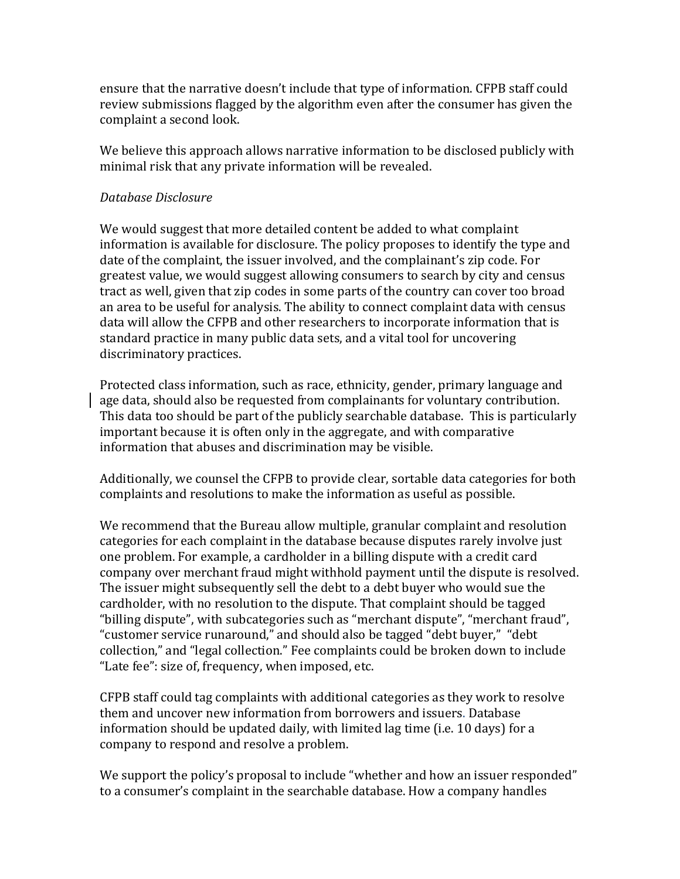ensure that the narrative doesn't include that type of information. CFPB staff could review submissions flagged by the algorithm even after the consumer has given the complaint a second look.

We believe this approach allows narrative information to be disclosed publicly with minimal risk that any private information will be revealed.

*Database Disclosure*

We would suggest that more detailed content be added to what complaint information is available for disclosure. The policy proposes to identify the type and date of the complaint, the issuer involved, and the complainant's zip code. For greatest value, we would suggest allowing consumers to search by city and census tract as well, given that zip codes in some parts of the country can cover too broad an area to be useful for analysis. The ability to connect complaint data with census data will allow the CFPB and other researchers to incorporate information that is standard practice in many public data sets, and a vital tool for uncovering discriminatory practices.

Protected class information, such as race, ethnicity, gender, primary language and age data, should also be requested from complainants for voluntary contribution. This data too should be part of the publicly searchable database. This is particularly important because it is often only in the aggregate, and with comparative information that abuses and discrimination may be visible.

Additionally, we counsel the CFPB to provide clear, sortable data categories for both complaints and resolutions to make the information as useful as possible.

We recommend that the Bureau allow multiple, granular complaint and resolution categories for each complaint in the database because disputes rarely involve just one problem. For example, a cardholder in a billing dispute with a credit card company over merchant fraud might withhold payment until the dispute is resolved. The issuer might subsequently sell the debt to a debt buyer who would sue the cardholder, with no resolution to the dispute. That complaint should be tagged "billing dispute", with subcategories such as "merchant dispute", "merchant fraud", "customer service runaround," and should also be tagged "debt buyer," "debt collection," and "legal collection." Fee complaints could be broken down to include "Late fee": size of, frequency, when imposed, etc.

CFPB staff could tag complaints with additional categories as they work to resolve them and uncover new information from borrowers and issuers. Database information should be updated daily, with limited lag time (i.e. 10 days) for a company to respond and resolve a problem.

We support the policy's proposal to include "whether and how an issuer responded" to a consumer's complaint in the searchable database. How a company handles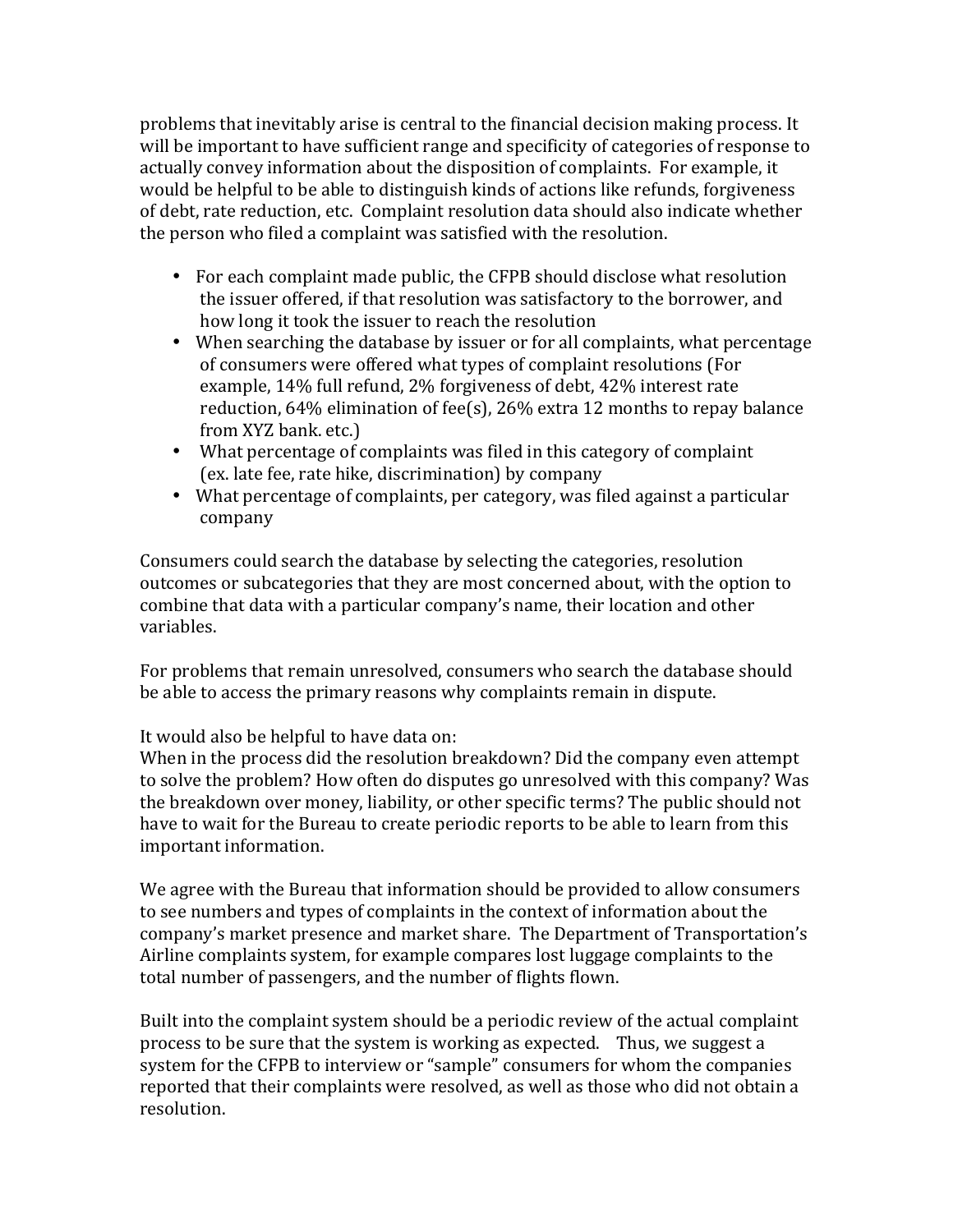problems that inevitably arise is central to the financial decision making process. It will be important to have sufficient range and specificity of categories of response to actually convey information about the disposition of complaints. For example, it would be helpful to be able to distinguish kinds of actions like refunds, forgiveness of debt, rate reduction, etc. Complaint resolution data should also indicate whether the person who filed a complaint was satisfied with the resolution.

- For each complaint made public, the CFPB should disclose what resolution the issuer offered, if that resolution was satisfactory to the borrower, and how long it took the issuer to reach the resolution
- When searching the database by issuer or for all complaints, what percentage of consumers were offered what types of complaint resolutions (For example, 14% full refund, 2% forgiveness of debt, 42% interest rate reduction, 64% elimination of fee(s), 26% extra 12 months to repay balance from XYZ bank. etc.)
- What percentage of complaints was filed in this category of complaint (ex. late fee, rate hike, discrimination) by company
- What percentage of complaints, per category, was filed against a particular company

Consumers could search the database by selecting the categories, resolution outcomes or subcategories that they are most concerned about, with the option to combine that data with a particular company's name, their location and other variables.

For problems that remain unresolved, consumers who search the database should be able to access the primary reasons why complaints remain in dispute.

It would also be helpful to have data on:
When in the process did the resolution breakdown? Did the company even attempt to solve the problem? How often do disputes go unresolved with this company? Was the breakdown over money, liability, or other specific terms? The public should not have to wait for the Bureau to create periodic reports to be able to learn from this important information.

We agree with the Bureau that information should be provided to allow consumers to see numbers and types of complaints in the context of information about the company's market presence and market share. The Department of Transportation's Airline complaints system, for example compares lost luggage complaints to the total number of passengers, and the number of flights flown.

Built into the complaint system should be a periodic review of the actual complaint process to be sure that the system is working as expected. Thus, we suggest a system for the CFPB to interview or "sample" consumers for whom the companies reported that their complaints were resolved, as well as those who did not obtain a resolution.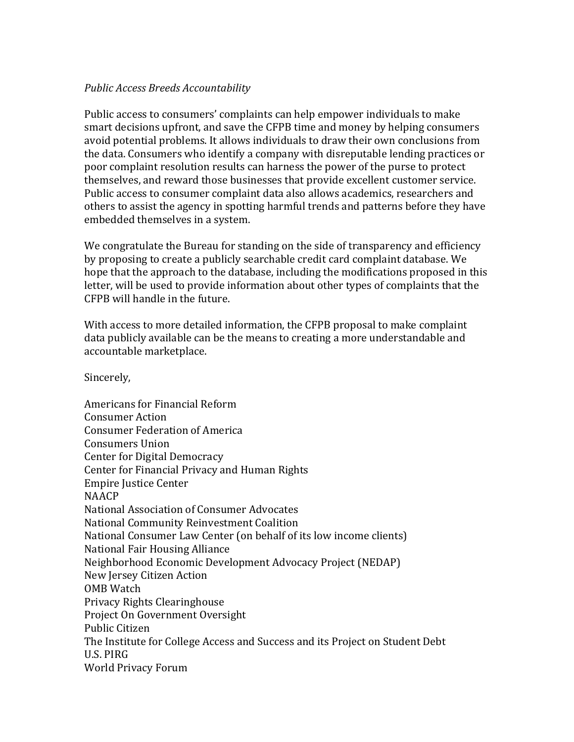*Public Access Breeds Accountability*

Public access to consumers' complaints can help empower individuals to make smart decisions upfront, and save the CFPB time and money by helping consumers avoid potential problems. It allows individuals to draw their own conclusions from the data. Consumers who identify a company with disreputable lending practices or poor complaint resolution results can harness the power of the purse to protect themselves, and reward those businesses that provide excellent customer service. Public access to consumer complaint data also allows academics, researchers and others to assist the agency in spotting harmful trends and patterns before they have embedded themselves in a system.

We congratulate the Bureau for standing on the side of transparency and efficiency by proposing to create a publicly searchable credit card complaint database. We hope that the approach to the database, including the modifications proposed in this letter, will be used to provide information about other types of complaints that the CFPB will handle in the future.

With access to more detailed information, the CFPB proposal to make complaint data publicly available can be the means to creating a more understandable and accountable marketplace.

Sincerely,

Americans for Financial Reform  
Consumer Action  
Consumer Federation of America  
Consumers Union  
Center for Digital Democracy  
Center for Financial Privacy and Human Rights  
Empire Justice Center  
NAACP  
National Association of Consumer Advocates  
National Community Reinvestment Coalition  
National Consumer Law Center (on behalf of its low income clients)  
National Fair Housing Alliance  
Neighborhood Economic Development Advocacy Project (NEDAP)  
New Jersey Citizen Action  
OMB Watch  
Privacy Rights Clearinghouse  
Project On Government Oversight  
Public Citizen  
The Institute for College Access and Success and its Project on Student Debt  
U.S. PIRG  
World Privacy Forum